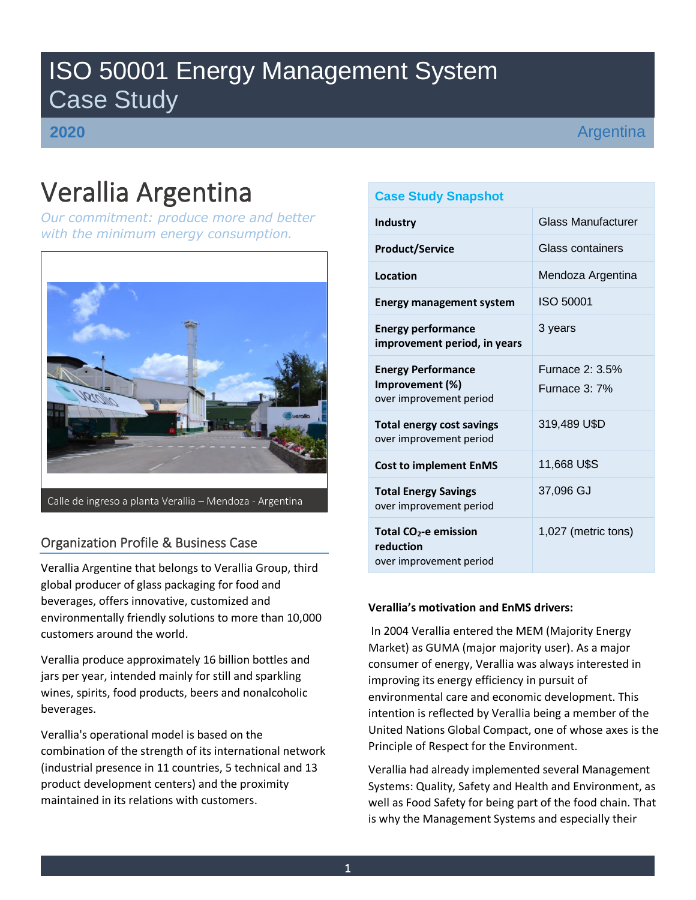# ISO 50001 Energy Management System Case Study

**2020** Argentina

# Verallia Argentina

*Our commitment: produce more and better with the minimum energy consumption.*

Calle de ingreso a planta Verallia – Mendoza - Argentina

## Organization Profile & Business Case

Verallia Argentine that belongs to Verallia Group, third global producer of glass packaging for food and beverages, offers innovative, customized and environmentally friendly solutions to more than 10,000 customers around the world.

Verallia produce approximately 16 billion bottles and jars per year, intended mainly for still and sparkling wines, spirits, food products, beers and nonalcoholic beverages.

Verallia's operational model is based on the combination of the strength of its international network (industrial presence in 11 countries, 5 technical and 13 product development centers) and the proximity maintained in its relations with customers.

| Case Study Snapshot | |
|---|---|
| **Industry** | Glass Manufacturer |
| **Product/Service** | Glass containers |
| **Location** | Mendoza Argentina |
| **Energy management system** | ISO 50001 |
| **Energy performance improvement period, in years** | 3 years |
| **Energy Performance Improvement (%)** over improvement period | Furnace 2: 3.5% Furnace 3: 7% |
| **Total energy cost savings** over improvement period | 319,489 U$D |
| **Cost to implement EnMS** | 11,668 U$S |
| **Total Energy Savings** over improvement period | 37,096 GJ |
| **Total $CO_2$-e emission reduction** over improvement period | 1,027 (metric tons) |

**Verallia's motivation and EnMS drivers:**

In 2004 Verallia entered the MEM (Majority Energy Market) as GUMA (major majority user). As a major consumer of energy, Verallia was always interested in improving its energy efficiency in pursuit of environmental care and economic development. This intention is reflected by Verallia being a member of the United Nations Global Compact, one of whose axes is the Principle of Respect for the Environment.

Verallia had already implemented several Management Systems: Quality, Safety and Health and Environment, as well as Food Safety for being part of the food chain. That is why the Management Systems and especially their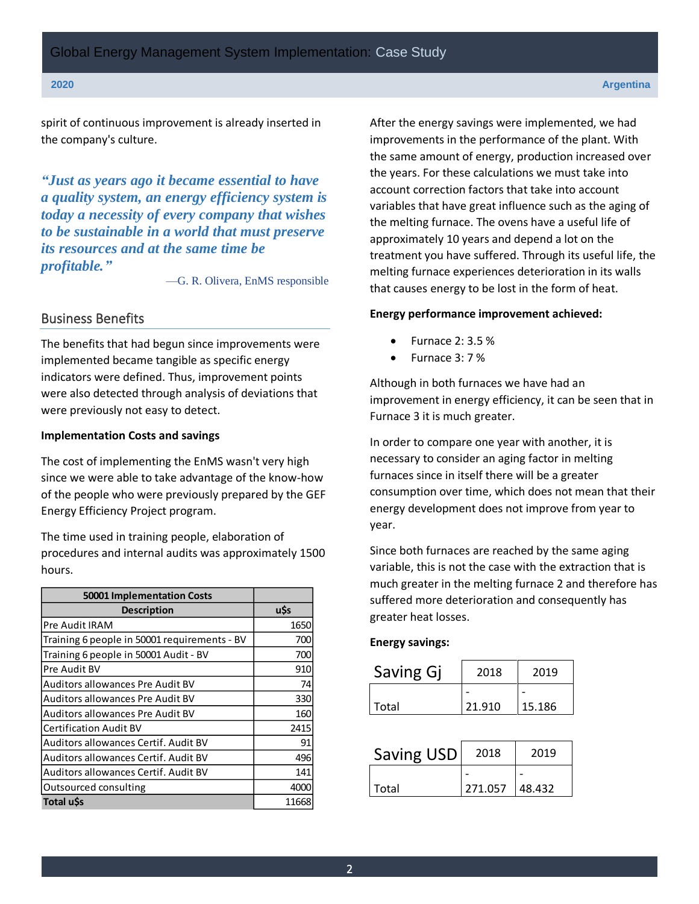spirit of continuous improvement is already inserted in the company's culture.

> *"Just as years ago it became essential to have a quality system, an energy efficiency system is today a necessity of every company that wishes to be sustainable in a world that must preserve its resources and at the same time be profitable."*
>
> —G. R. Olivera, EnMS responsible

## Business Benefits

The benefits that had begun since improvements were implemented became tangible as specific energy indicators were defined. Thus, improvement points were also detected through analysis of deviations that were previously not easy to detect.

**Implementation Costs and savings**

The cost of implementing the EnMS wasn't very high since we were able to take advantage of the know-how of the people who were previously prepared by the GEF Energy Efficiency Project program.

The time used in training people, elaboration of procedures and internal audits was approximately 1500 hours.

| 50001 Implementation Costs | |
|---|---|
| **Description** | **u$s** |
| Pre Audit IRAM | 1650 |
| Training 6 people in 50001 requirements - BV | 700 |
| Training 6 people in 50001 Audit - BV | 700 |
| Pre Audit BV | 910 |
| Auditors allowances Pre Audit BV | 74 |
| Auditors allowances Pre Audit BV | 330 |
| Auditors allowances Pre Audit BV | 160 |
| Certification Audit BV | 2415 |
| Auditors allowances Certif. Audit BV | 91 |
| Auditors allowances Certif. Audit BV | 496 |
| Auditors allowances Certif. Audit BV | 141 |
| Outsourced consulting | 4000 |
| **Total u$s** | 11668 |

After the energy savings were implemented, we had improvements in the performance of the plant. With the same amount of energy, production increased over the years. For these calculations we must take into account correction factors that take into account variables that have great influence such as the aging of the melting furnace. The ovens have a useful life of approximately 10 years and depend a lot on the treatment you have suffered. Through its useful life, the melting furnace experiences deterioration in its walls that causes energy to be lost in the form of heat.

**Energy performance improvement achieved:**

- Furnace 2: 3.5 %
- Furnace 3: 7 %

Although in both furnaces we have had an improvement in energy efficiency, it can be seen that in Furnace 3 it is much greater.

In order to compare one year with another, it is necessary to consider an aging factor in melting furnaces since in itself there will be a greater consumption over time, which does not mean that their energy development does not improve from year to year.

Since both furnaces are reached by the same aging variable, this is not the case with the extraction that is much greater in the melting furnace 2 and therefore has suffered more deterioration and consequently has greater heat losses.

**Energy savings:**

| Saving Gj | 2018 | 2019 |
|---|---|---|
| Total | -21.910 | -15.186 |

| Saving USD | 2018 | 2019 |
|---|---|---|
| Total | -271.057 | -48.432 |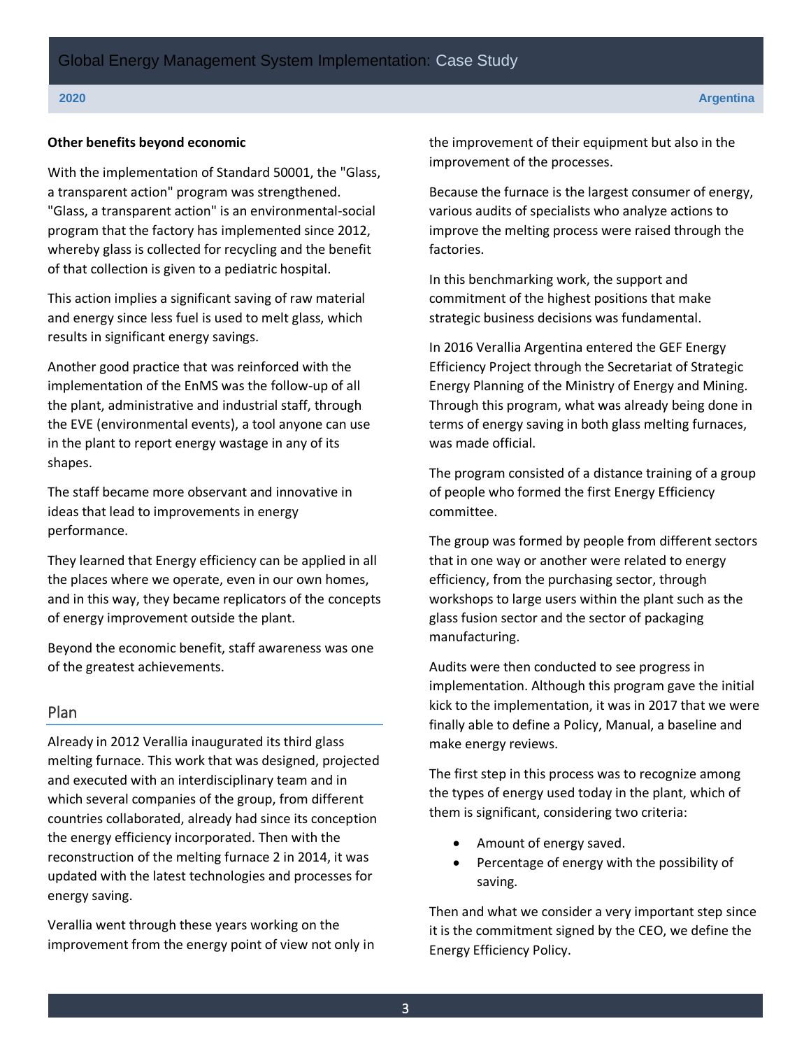**Other benefits beyond economic**

With the implementation of Standard 50001, the "Glass, a transparent action" program was strengthened. "Glass, a transparent action" is an environmental-social program that the factory has implemented since 2012, whereby glass is collected for recycling and the benefit of that collection is given to a pediatric hospital.

This action implies a significant saving of raw material and energy since less fuel is used to melt glass, which results in significant energy savings.

Another good practice that was reinforced with the implementation of the EnMS was the follow-up of all the plant, administrative and industrial staff, through the EVE (environmental events), a tool anyone can use in the plant to report energy wastage in any of its shapes.

The staff became more observant and innovative in ideas that lead to improvements in energy performance.

They learned that Energy efficiency can be applied in all the places where we operate, even in our own homes, and in this way, they became replicators of the concepts of energy improvement outside the plant.

Beyond the economic benefit, staff awareness was one of the greatest achievements.

## Plan

Already in 2012 Verallia inaugurated its third glass melting furnace. This work that was designed, projected and executed with an interdisciplinary team and in which several companies of the group, from different countries collaborated, already had since its conception the energy efficiency incorporated. Then with the reconstruction of the melting furnace 2 in 2014, it was updated with the latest technologies and processes for energy saving.

Verallia went through these years working on the improvement from the energy point of view not only in the improvement of their equipment but also in the improvement of the processes.

Because the furnace is the largest consumer of energy, various audits of specialists who analyze actions to improve the melting process were raised through the factories.

In this benchmarking work, the support and commitment of the highest positions that make strategic business decisions was fundamental.

In 2016 Verallia Argentina entered the GEF Energy Efficiency Project through the Secretariat of Strategic Energy Planning of the Ministry of Energy and Mining. Through this program, what was already being done in terms of energy saving in both glass melting furnaces, was made official.

The program consisted of a distance training of a group of people who formed the first Energy Efficiency committee.

The group was formed by people from different sectors that in one way or another were related to energy efficiency, from the purchasing sector, through workshops to large users within the plant such as the glass fusion sector and the sector of packaging manufacturing.

Audits were then conducted to see progress in implementation. Although this program gave the initial kick to the implementation, it was in 2017 that we were finally able to define a Policy, Manual, a baseline and make energy reviews.

The first step in this process was to recognize among the types of energy used today in the plant, which of them is significant, considering two criteria:

- Amount of energy saved.
- Percentage of energy with the possibility of saving.

Then and what we consider a very important step since it is the commitment signed by the CEO, we define the Energy Efficiency Policy.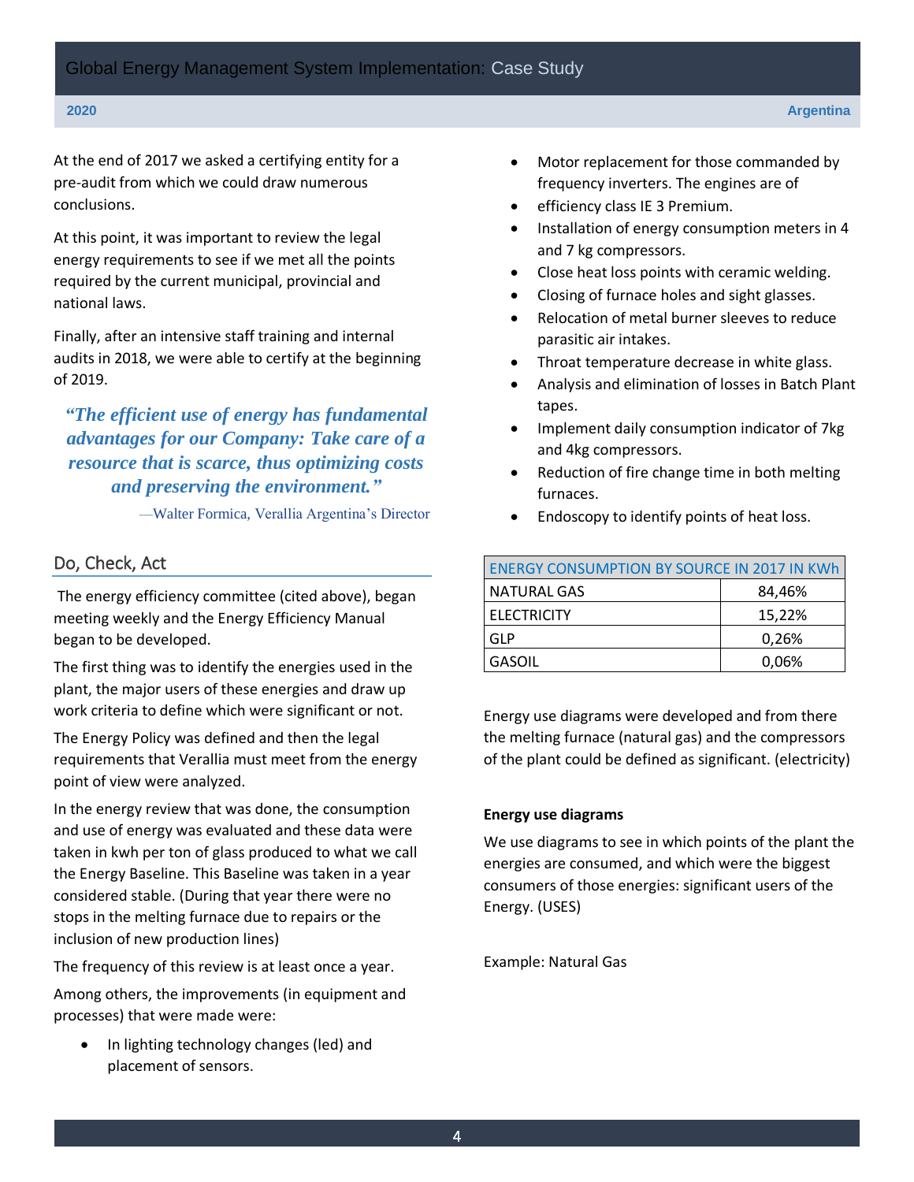At the end of 2017 we asked a certifying entity for a pre-audit from which we could draw numerous conclusions.

At this point, it was important to review the legal energy requirements to see if we met all the points required by the current municipal, provincial and national laws.

Finally, after an intensive staff training and internal audits in 2018, we were able to certify at the beginning of 2019.

> ***"The efficient use of energy has fundamental advantages for our Company: Take care of a resource that is scarce, thus optimizing costs and preserving the environment."***
>
> —Walter Formica, Verallia Argentina's Director

## Do, Check, Act

The energy efficiency committee (cited above), began meeting weekly and the Energy Efficiency Manual began to be developed.

The first thing was to identify the energies used in the plant, the major users of these energies and draw up work criteria to define which were significant or not.

The Energy Policy was defined and then the legal requirements that Verallia must meet from the energy point of view were analyzed.

In the energy review that was done, the consumption and use of energy was evaluated and these data were taken in kwh per ton of glass produced to what we call the Energy Baseline. This Baseline was taken in a year considered stable. (During that year there were no stops in the melting furnace due to repairs or the inclusion of new production lines)

The frequency of this review is at least once a year.

Among others, the improvements (in equipment and processes) that were made were:

- In lighting technology changes (led) and placement of sensors.
- Motor replacement for those commanded by frequency inverters. The engines are of
- efficiency class IE 3 Premium.
- Installation of energy consumption meters in 4 and 7 kg compressors.
- Close heat loss points with ceramic welding.
- Closing of furnace holes and sight glasses.
- Relocation of metal burner sleeves to reduce parasitic air intakes.
- Throat temperature decrease in white glass.
- Analysis and elimination of losses in Batch Plant tapes.
- Implement daily consumption indicator of 7kg and 4kg compressors.
- Reduction of fire change time in both melting furnaces.
- Endoscopy to identify points of heat loss.

| ENERGY CONSUMPTION BY SOURCE IN 2017 IN KWh | |
|---|---|
| NATURAL GAS | 84,46% |
| ELECTRICITY | 15,22% |
| GLP | 0,26% |
| GASOIL | 0,06% |

Energy use diagrams were developed and from there the melting furnace (natural gas) and the compressors of the plant could be defined as significant. (electricity)

**Energy use diagrams**

We use diagrams to see in which points of the plant the energies are consumed, and which were the biggest consumers of those energies: significant users of the Energy. (USES)

Example: Natural Gas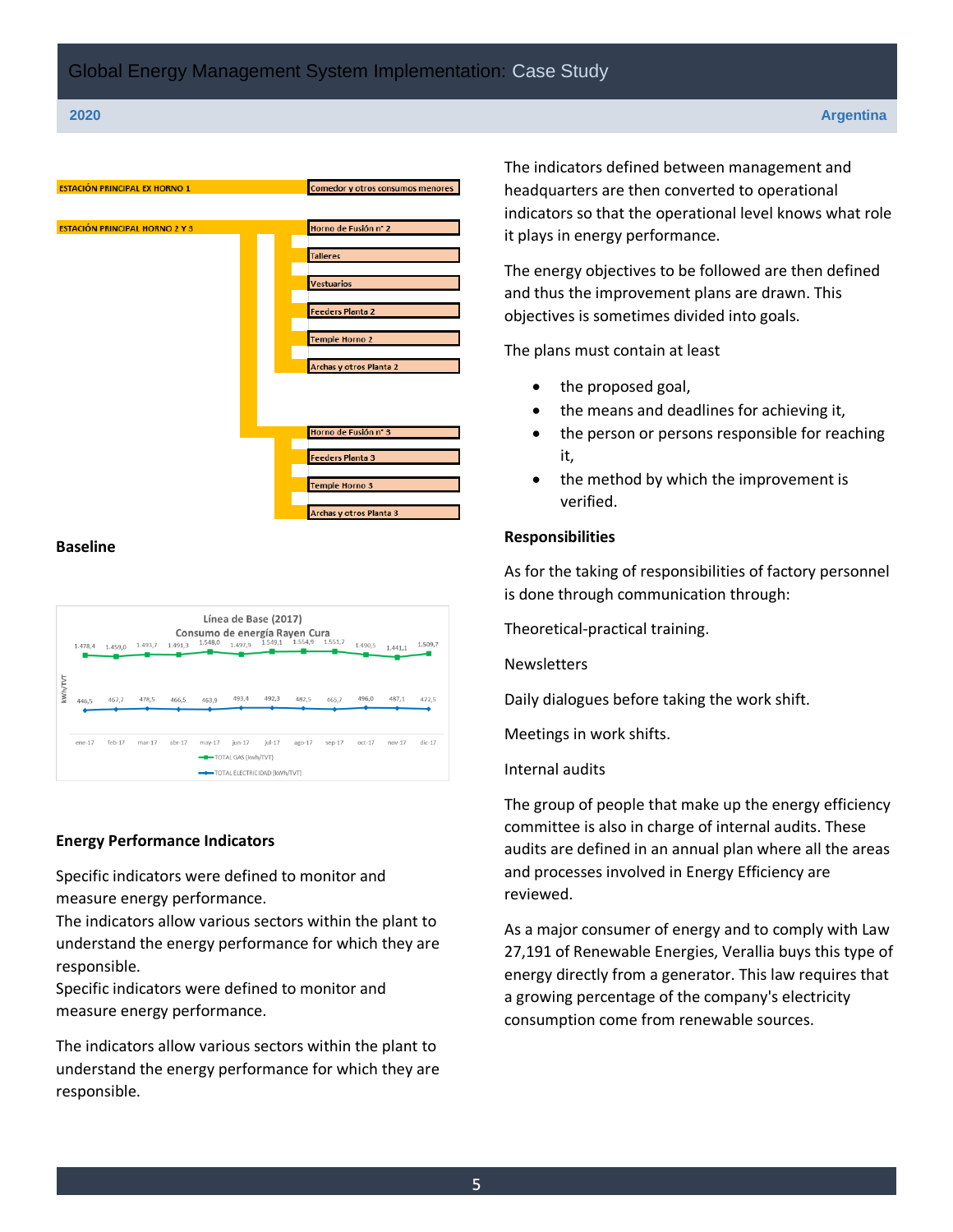ESTACIÓN PRINCIPAL EX HORNO 1 — Comedor y otros consumos menores

ESTACIÓN PRINCIPAL HORNO 2 Y 3 — Horno de Fusión n° 2, Talleres, Vestuarios, Feeders Planta 2, Temple Horno 2, Archas y otros Planta 2, Horno de Fusión n° 3, Feeders Planta 3, Temple Horno 3, Archas y otros Planta 3

**Baseline**

Línea de Base (2017)
Consumo de energía Rayen Cura

| | ene-17 | feb-17 | mar-17 | abr-17 | may-17 | jun-17 | jul-17 | ago-17 | sep-17 | oct-17 | nov-17 | dic-17 |
|---|---|---|---|---|---|---|---|---|---|---|---|---|
| TOTAL GAS (kwh/TVT) | 1.478,4 | 1.459,0 | 1.493,7 | 1.491,3 | 1.548,0 | 1.497,9 | 1.549,1 | 1.554,9 | 1.551,2 | 1.490,5 | 1.441,1 | 1.509,7 |
| TOTAL ELECTRICIDAD [kWh/TVT] | 446,5 | 467,7 | 478,5 | 466,5 | 463,9 | 493,4 | 492,3 | 482,5 | 465,7 | 496,0 | 487,1 | 472,5 |

**Energy Performance Indicators**

Specific indicators were defined to monitor and measure energy performance.
The indicators allow various sectors within the plant to understand the energy performance for which they are responsible.
Specific indicators were defined to monitor and measure energy performance.

The indicators allow various sectors within the plant to understand the energy performance for which they are responsible.

The indicators defined between management and headquarters are then converted to operational indicators so that the operational level knows what role it plays in energy performance.

The energy objectives to be followed are then defined and thus the improvement plans are drawn. This objectives is sometimes divided into goals.

The plans must contain at least

- the proposed goal,
- the means and deadlines for achieving it,
- the person or persons responsible for reaching it,
- the method by which the improvement is verified.

**Responsibilities**

As for the taking of responsibilities of factory personnel is done through communication through:

Theoretical-practical training.

Newsletters

Daily dialogues before taking the work shift.

Meetings in work shifts.

Internal audits

The group of people that make up the energy efficiency committee is also in charge of internal audits. These audits are defined in an annual plan where all the areas and processes involved in Energy Efficiency are reviewed.

As a major consumer of energy and to comply with Law 27,191 of Renewable Energies, Verallia buys this type of energy directly from a generator. This law requires that a growing percentage of the company's electricity consumption come from renewable sources.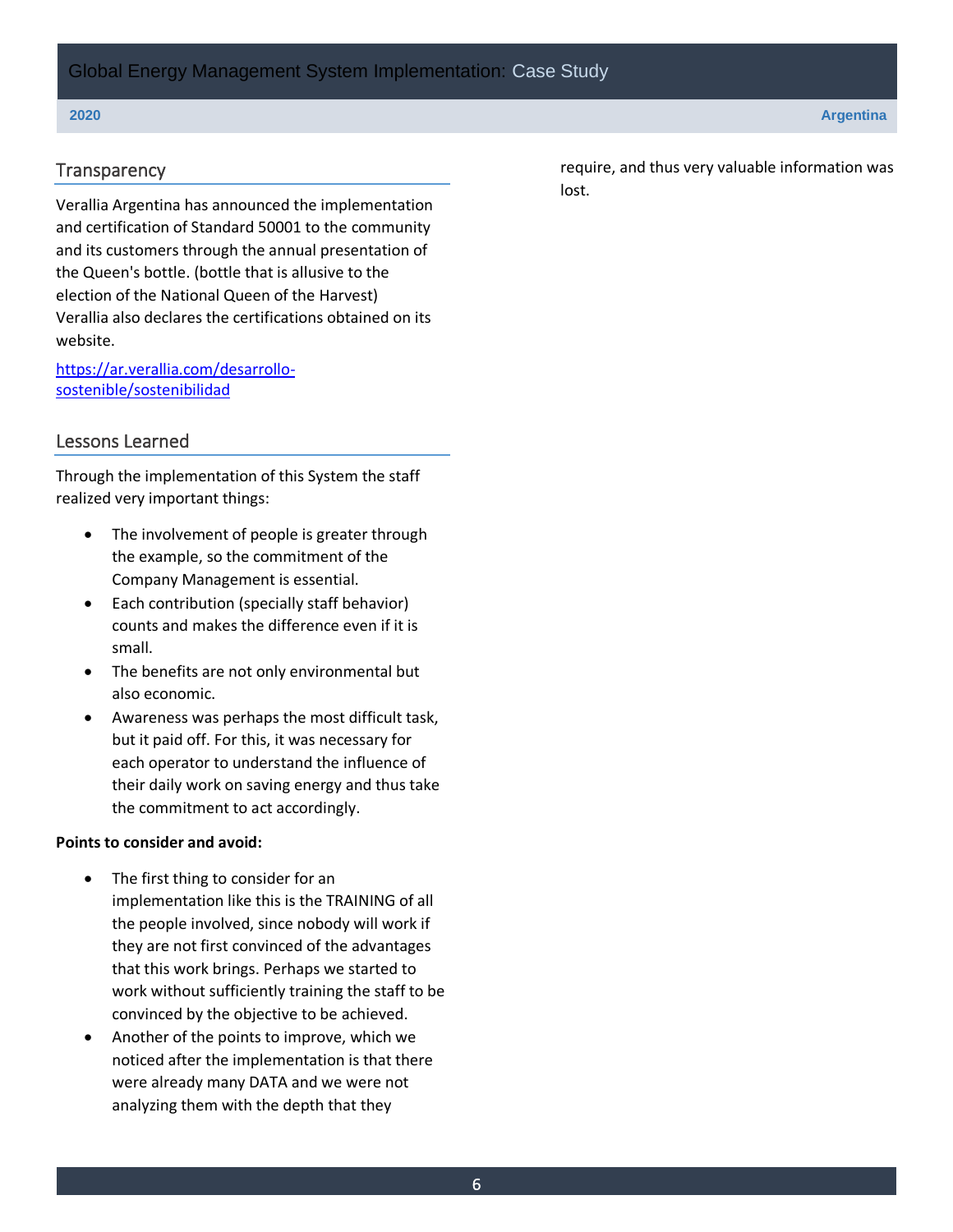## Transparency

Verallia Argentina has announced the implementation and certification of Standard 50001 to the community and its customers through the annual presentation of the Queen's bottle. (bottle that is allusive to the election of the National Queen of the Harvest) Verallia also declares the certifications obtained on its website.

[https://ar.verallia.com/desarrollo-sostenible/sostenibilidad](https://ar.verallia.com/desarrollo-sostenible/sostenibilidad)

## Lessons Learned

Through the implementation of this System the staff realized very important things:

- The involvement of people is greater through the example, so the commitment of the Company Management is essential.
- Each contribution (specially staff behavior) counts and makes the difference even if it is small.
- The benefits are not only environmental but also economic.
- Awareness was perhaps the most difficult task, but it paid off. For this, it was necessary for each operator to understand the influence of their daily work on saving energy and thus take the commitment to act accordingly.

**Points to consider and avoid:**

- The first thing to consider for an implementation like this is the TRAINING of all the people involved, since nobody will work if they are not first convinced of the advantages that this work brings. Perhaps we started to work without sufficiently training the staff to be convinced by the objective to be achieved.
- Another of the points to improve, which we noticed after the implementation is that there were already many DATA and we were not analyzing them with the depth that they require, and thus very valuable information was lost.